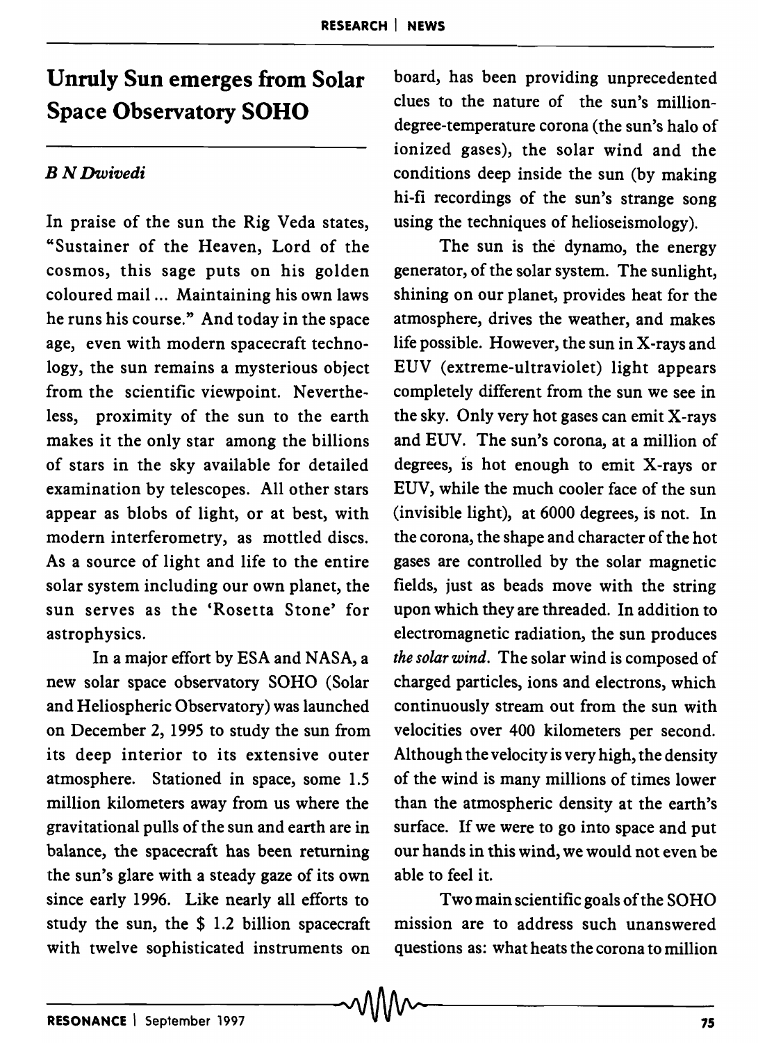# Unruly Sun emerges from Solar Space Observatory SOHO

*B N Dwivedi*

In praise of the sun the Rig Veda states, "Sustainer of the Heaven, Lord of the cosmos, this sage puts on his golden coloured mail ... Maintaining his own laws he runs his course." And today in the space age, even with modern spacecraft technology, the sun remains a mysterious object from the scientific viewpoint. Nevertheless, proximity of the sun to the earth makes it the only star among the billions of stars in the sky available for detailed examination by telescopes. All other stars appear as blobs of light, or at best, with modern interferometry, as mottled discs. As a source of light and life to the entire solar system including our own planet, the sun serves as the 'Rosetta Stone' for astrophysics.

In a major effort by ESA and NASA, a new solar space observatory SOHO (Solar and Heliospheric Observatory) was launched on December 2, 1995 to study the sun from its deep interior to its extensive outer atmosphere. Stationed in space, some 1.5 million kilometers away from us where the gravitational pulls of the sun and earth are in balance, the spacecraft has been returning the sun's glare with a steady gaze of its own since early 1996. Like nearly all efforts to study the sun, the $ 1.2 billion spacecraft with twelve sophisticated instruments on board, has been providing unprecedented clues to the nature of the sun's million-degree-temperature corona (the sun's halo of ionized gases), the solar wind and the conditions deep inside the sun (by making hi-fi recordings of the sun's strange song using the techniques of helioseismology).

The sun is the dynamo, the energy generator, of the solar system. The sunlight, shining on our planet, provides heat for the atmosphere, drives the weather, and makes life possible. However, the sun in X-rays and EUV (extreme-ultraviolet) light appears completely different from the sun we see in the sky. Only very hot gases can emit X-rays and EUV. The sun's corona, at a million of degrees, is hot enough to emit X-rays or EUV, while the much cooler face of the sun (invisible light), at 6000 degrees, is not. In the corona, the shape and character of the hot gases are controlled by the solar magnetic fields, just as beads move with the string upon which they are threaded. In addition to electromagnetic radiation, the sun produces *the solar wind*. The solar wind is composed of charged particles, ions and electrons, which continuously stream out from the sun with velocities over 400 kilometers per second. Although the velocity is very high, the density of the wind is many millions of times lower than the atmospheric density at the earth's surface. If we were to go into space and put our hands in this wind, we would not even be able to feel it.

Two main scientific goals of the SOHO mission are to address such unanswered questions as: what heats the corona to million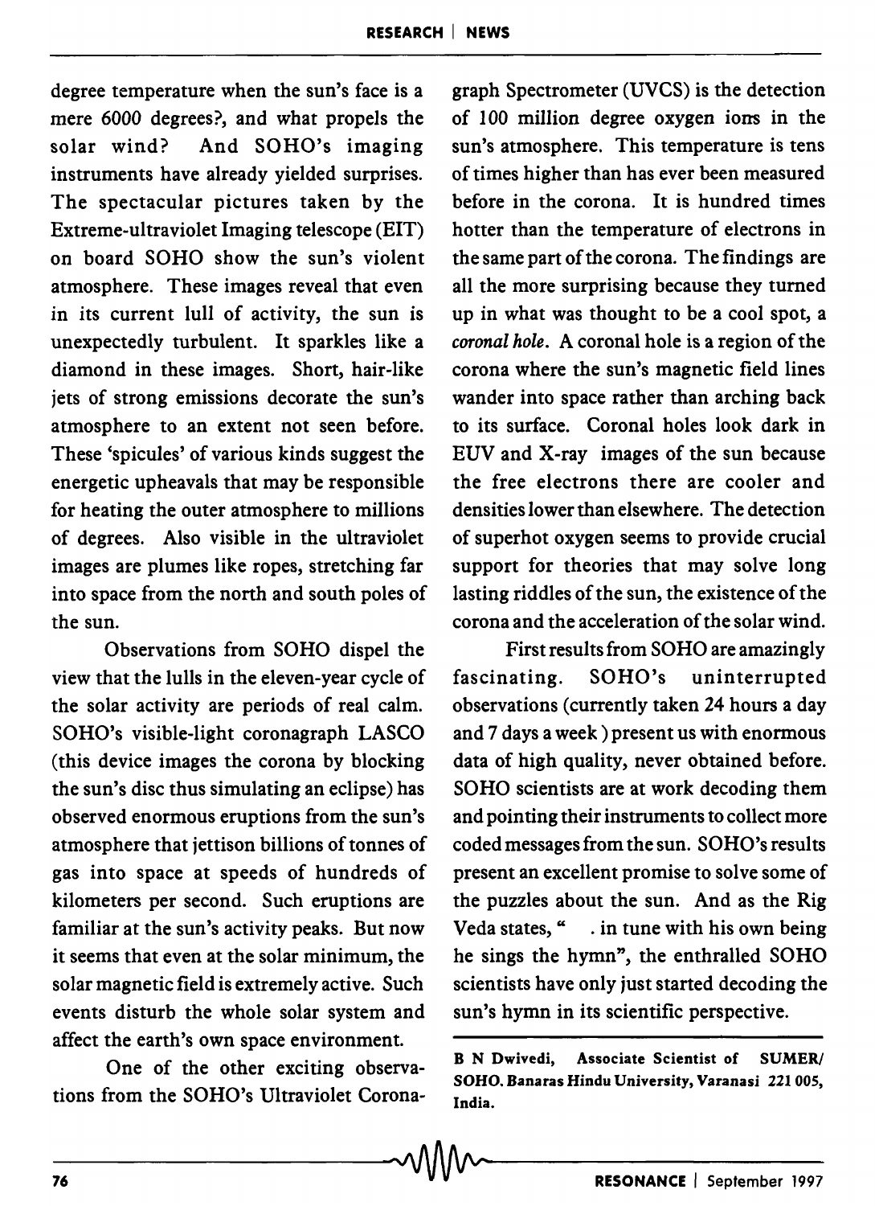degree temperature when the sun's face is a mere 6000 degrees?, and what propels the solar wind? And SOHO's imaging instruments have already yielded surprises. The spectacular pictures taken by the Extreme-ultraviolet Imaging telescope (EIT) on board SOHO show the sun's violent atmosphere. These images reveal that even in its current lull of activity, the sun is unexpectedly turbulent. It sparkles like a diamond in these images. Short, hair-like jets of strong emissions decorate the sun's atmosphere to an extent not seen before. These 'spicules' of various kinds suggest the energetic upheavals that may be responsible for heating the outer atmosphere to millions of degrees. Also visible in the ultraviolet images are plumes like ropes, stretching far into space from the north and south poles of the sun.

Observations from SOHO dispel the view that the lulls in the eleven-year cycle of the solar activity are periods of real calm. SOHO's visible-light coronagraph LASCO (this device images the corona by blocking the sun's disc thus simulating an eclipse) has observed enormous eruptions from the sun's atmosphere that jettison billions of tonnes of gas into space at speeds of hundreds of kilometers per second. Such eruptions are familiar at the sun's activity peaks. But now it seems that even at the solar minimum, the solar magnetic field is extremely active. Such events disturb the whole solar system and affect the earth's own space environment.

One of the other exciting observations from the SOHO's Ultraviolet Coronagraph Spectrometer (UVCS) is the detection of 100 million degree oxygen ions in the sun's atmosphere. This temperature is tens of times higher than has ever been measured before in the corona. It is hundred times hotter than the temperature of electrons in the same part of the corona. The findings are all the more surprising because they turned up in what was thought to be a cool spot, a *coronal hole*. A coronal hole is a region of the corona where the sun's magnetic field lines wander into space rather than arching back to its surface. Coronal holes look dark in EUV and X-ray images of the sun because the free electrons there are cooler and densities lower than elsewhere. The detection of superhot oxygen seems to provide crucial support for theories that may solve long lasting riddles of the sun, the existence of the corona and the acceleration of the solar wind.

First results from SOHO are amazingly fascinating. SOHO's uninterrupted observations (currently taken 24 hours a day and 7 days a week) present us with enormous data of high quality, never obtained before. SOHO scientists are at work decoding them and pointing their instruments to collect more coded messages from the sun. SOHO's results present an excellent promise to solve some of the puzzles about the sun. And as the Rig Veda states, " . in tune with his own being he sings the hymn", the enthralled SOHO scientists have only just started decoding the sun's hymn in its scientific perspective.

**B N Dwivedi, Associate Scientist of SUMER/SOHO. Banaras Hindu University, Varanasi 221 005, India.**